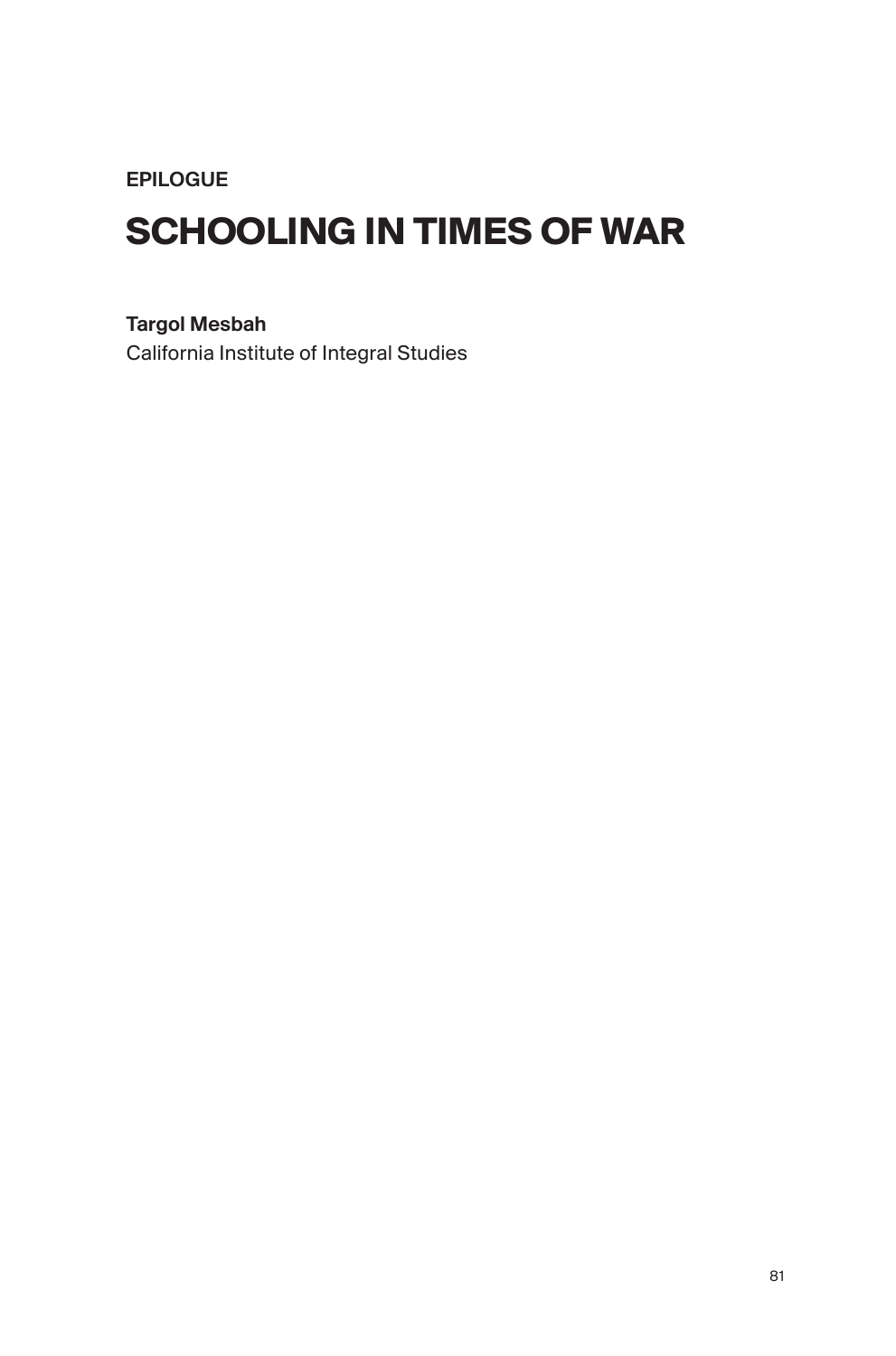EPILOGUE

# SCHOOLING IN TIMES OF WAR

**Targol Mesbah**
California Institute of Integral Studies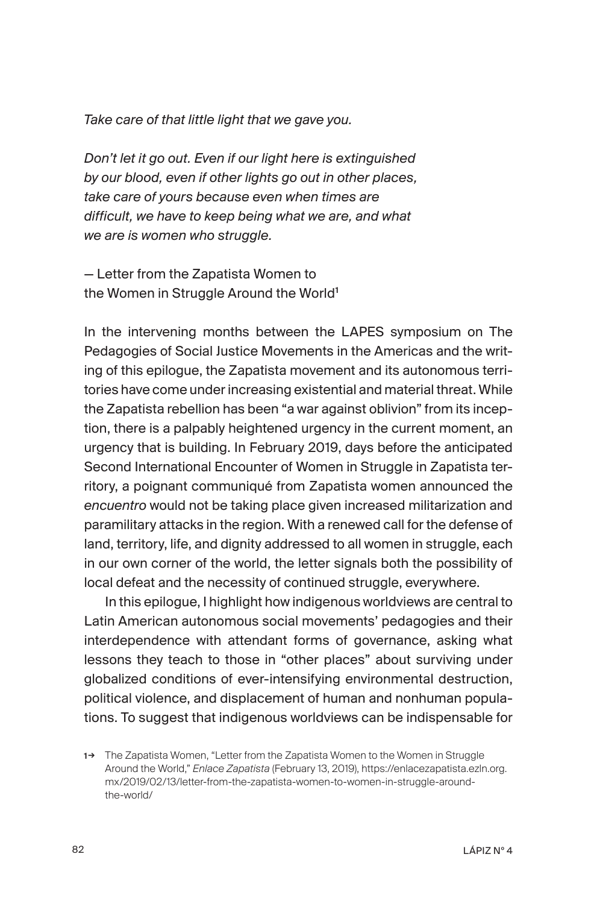*Take care of that little light that we gave you.*

*Don't let it go out. Even if our light here is extinguished by our blood, even if other lights go out in other places, take care of yours because even when times are difficult, we have to keep being what we are, and what we are is women who struggle.*

— Letter from the Zapatista Women to the Women in Struggle Around the World[1]

In the intervening months between the LAPES symposium on The Pedagogies of Social Justice Movements in the Americas and the writing of this epilogue, the Zapatista movement and its autonomous territories have come under increasing existential and material threat. While the Zapatista rebellion has been "a war against oblivion" from its inception, there is a palpably heightened urgency in the current moment, an urgency that is building. In February 2019, days before the anticipated Second International Encounter of Women in Struggle in Zapatista territory, a poignant communiqué from Zapatista women announced the *encuentro* would not be taking place given increased militarization and paramilitary attacks in the region. With a renewed call for the defense of land, territory, life, and dignity addressed to all women in struggle, each in our own corner of the world, the letter signals both the possibility of local defeat and the necessity of continued struggle, everywhere.

In this epilogue, I highlight how indigenous worldviews are central to Latin American autonomous social movements' pedagogies and their interdependence with attendant forms of governance, asking what lessons they teach to those in "other places" about surviving under globalized conditions of ever-intensifying environmental destruction, political violence, and displacement of human and nonhuman populations. To suggest that indigenous worldviews can be indispensable for

1→ The Zapatista Women, "Letter from the Zapatista Women to the Women in Struggle Around the World," *Enlace Zapatista* (February 13, 2019), https://enlacezapatista.ezln.org.mx/2019/02/13/letter-from-the-zapatista-women-to-women-in-struggle-around-the-world/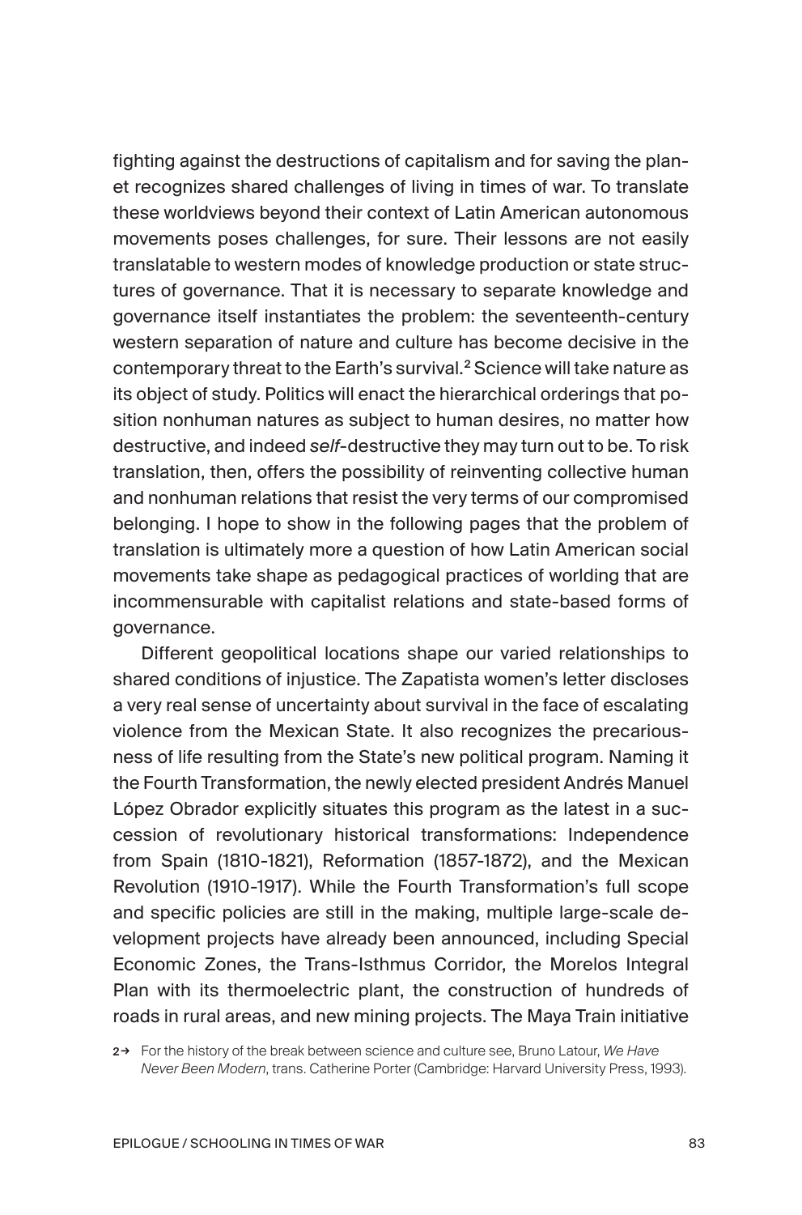fighting against the destructions of capitalism and for saving the planet recognizes shared challenges of living in times of war. To translate these worldviews beyond their context of Latin American autonomous movements poses challenges, for sure. Their lessons are not easily translatable to western modes of knowledge production or state structures of governance. That it is necessary to separate knowledge and governance itself instantiates the problem: the seventeenth-century western separation of nature and culture has become decisive in the contemporary threat to the Earth's survival.[2] Science will take nature as its object of study. Politics will enact the hierarchical orderings that position nonhuman natures as subject to human desires, no matter how destructive, and indeed *self*-destructive they may turn out to be. To risk translation, then, offers the possibility of reinventing collective human and nonhuman relations that resist the very terms of our compromised belonging. I hope to show in the following pages that the problem of translation is ultimately more a question of how Latin American social movements take shape as pedagogical practices of worlding that are incommensurable with capitalist relations and state-based forms of governance.

Different geopolitical locations shape our varied relationships to shared conditions of injustice. The Zapatista women's letter discloses a very real sense of uncertainty about survival in the face of escalating violence from the Mexican State. It also recognizes the precariousness of life resulting from the State's new political program. Naming it the Fourth Transformation, the newly elected president Andrés Manuel López Obrador explicitly situates this program as the latest in a succession of revolutionary historical transformations: Independence from Spain (1810-1821), Reformation (1857-1872), and the Mexican Revolution (1910-1917). While the Fourth Transformation's full scope and specific policies are still in the making, multiple large-scale development projects have already been announced, including Special Economic Zones, the Trans-Isthmus Corridor, the Morelos Integral Plan with its thermoelectric plant, the construction of hundreds of roads in rural areas, and new mining projects. The Maya Train initiative

2→ For the history of the break between science and culture see, Bruno Latour, *We Have Never Been Modern*, trans. Catherine Porter (Cambridge: Harvard University Press, 1993).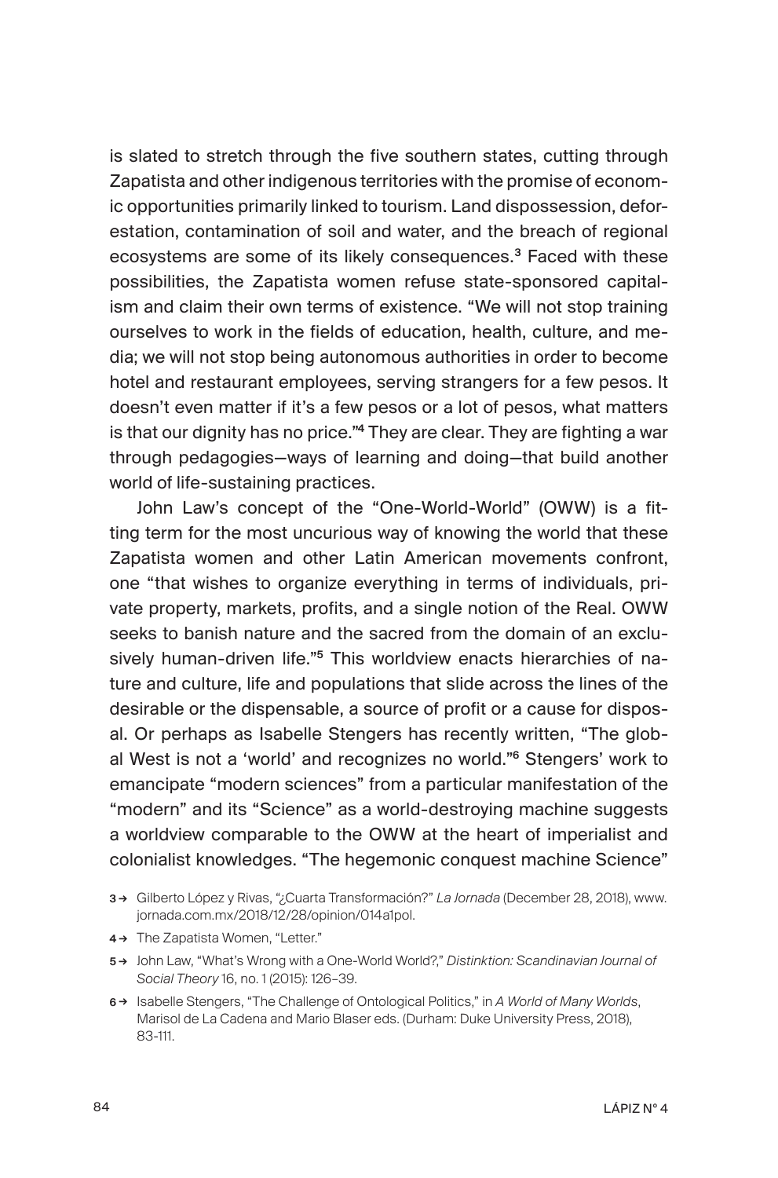is slated to stretch through the five southern states, cutting through Zapatista and other indigenous territories with the promise of economic opportunities primarily linked to tourism. Land dispossession, deforestation, contamination of soil and water, and the breach of regional ecosystems are some of its likely consequences.[3] Faced with these possibilities, the Zapatista women refuse state-sponsored capitalism and claim their own terms of existence. "We will not stop training ourselves to work in the fields of education, health, culture, and media; we will not stop being autonomous authorities in order to become hotel and restaurant employees, serving strangers for a few pesos. It doesn't even matter if it's a few pesos or a lot of pesos, what matters is that our dignity has no price."[4] They are clear. They are fighting a war through pedagogies—ways of learning and doing—that build another world of life-sustaining practices.

John Law's concept of the "One-World-World" (OWW) is a fitting term for the most uncurious way of knowing the world that these Zapatista women and other Latin American movements confront, one "that wishes to organize everything in terms of individuals, private property, markets, profits, and a single notion of the Real. OWW seeks to banish nature and the sacred from the domain of an exclusively human-driven life."[5] This worldview enacts hierarchies of nature and culture, life and populations that slide across the lines of the desirable or the dispensable, a source of profit or a cause for disposal. Or perhaps as Isabelle Stengers has recently written, "The global West is not a 'world' and recognizes no world."[6] Stengers' work to emancipate "modern sciences" from a particular manifestation of the "modern" and its "Science" as a world-destroying machine suggests a worldview comparable to the OWW at the heart of imperialist and colonialist knowledges. "The hegemonic conquest machine Science"

3 → Gilberto López y Rivas, "¿Cuarta Transformación?" *La Jornada* (December 28, 2018), www.jornada.com.mx/2018/12/28/opinion/014a1pol.

4 → The Zapatista Women, "Letter."

5 → John Law, "What's Wrong with a One-World World?," *Distinktion: Scandinavian Journal of Social Theory* 16, no. 1 (2015): 126–39.

6 → Isabelle Stengers, "The Challenge of Ontological Politics," in *A World of Many Worlds*, Marisol de La Cadena and Mario Blaser eds. (Durham: Duke University Press, 2018), 83-111.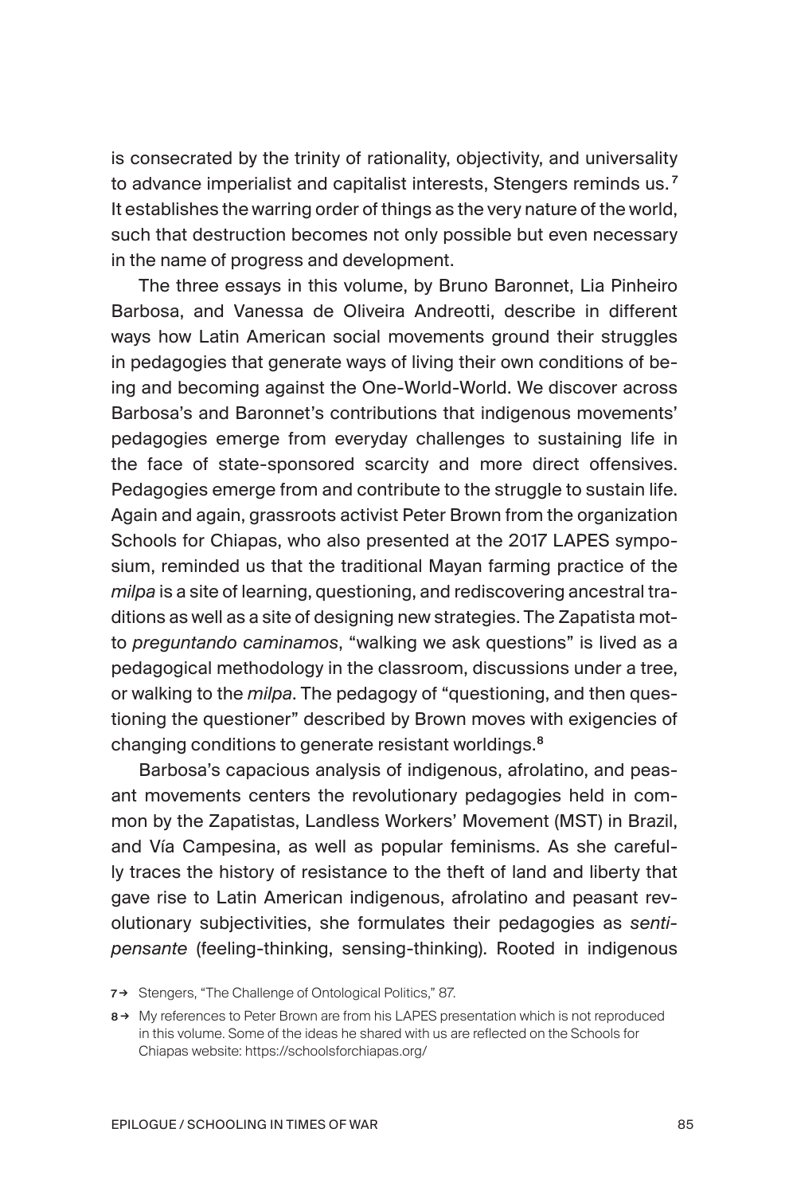is consecrated by the trinity of rationality, objectivity, and universality to advance imperialist and capitalist interests, Stengers reminds us.[7] It establishes the warring order of things as the very nature of the world, such that destruction becomes not only possible but even necessary in the name of progress and development.

The three essays in this volume, by Bruno Baronnet, Lia Pinheiro Barbosa, and Vanessa de Oliveira Andreotti, describe in different ways how Latin American social movements ground their struggles in pedagogies that generate ways of living their own conditions of being and becoming against the One-World-World. We discover across Barbosa's and Baronnet's contributions that indigenous movements' pedagogies emerge from everyday challenges to sustaining life in the face of state-sponsored scarcity and more direct offensives. Pedagogies emerge from and contribute to the struggle to sustain life. Again and again, grassroots activist Peter Brown from the organization Schools for Chiapas, who also presented at the 2017 LAPES symposium, reminded us that the traditional Mayan farming practice of the *milpa* is a site of learning, questioning, and rediscovering ancestral traditions as well as a site of designing new strategies. The Zapatista motto *preguntando caminamos*, "walking we ask questions" is lived as a pedagogical methodology in the classroom, discussions under a tree, or walking to the *milpa*. The pedagogy of "questioning, and then questioning the questioner" described by Brown moves with exigencies of changing conditions to generate resistant worldings.[8]

Barbosa's capacious analysis of indigenous, afrolatino, and peasant movements centers the revolutionary pedagogies held in common by the Zapatistas, Landless Workers' Movement (MST) in Brazil, and Vía Campesina, as well as popular feminisms. As she carefully traces the history of resistance to the theft of land and liberty that gave rise to Latin American indigenous, afrolatino and peasant revolutionary subjectivities, she formulates their pedagogies as *sentipensante* (feeling-thinking, sensing-thinking). Rooted in indigenous

7 → Stengers, "The Challenge of Ontological Politics," 87.

8 → My references to Peter Brown are from his LAPES presentation which is not reproduced in this volume. Some of the ideas he shared with us are reflected on the Schools for Chiapas website: https://schoolsforchiapas.org/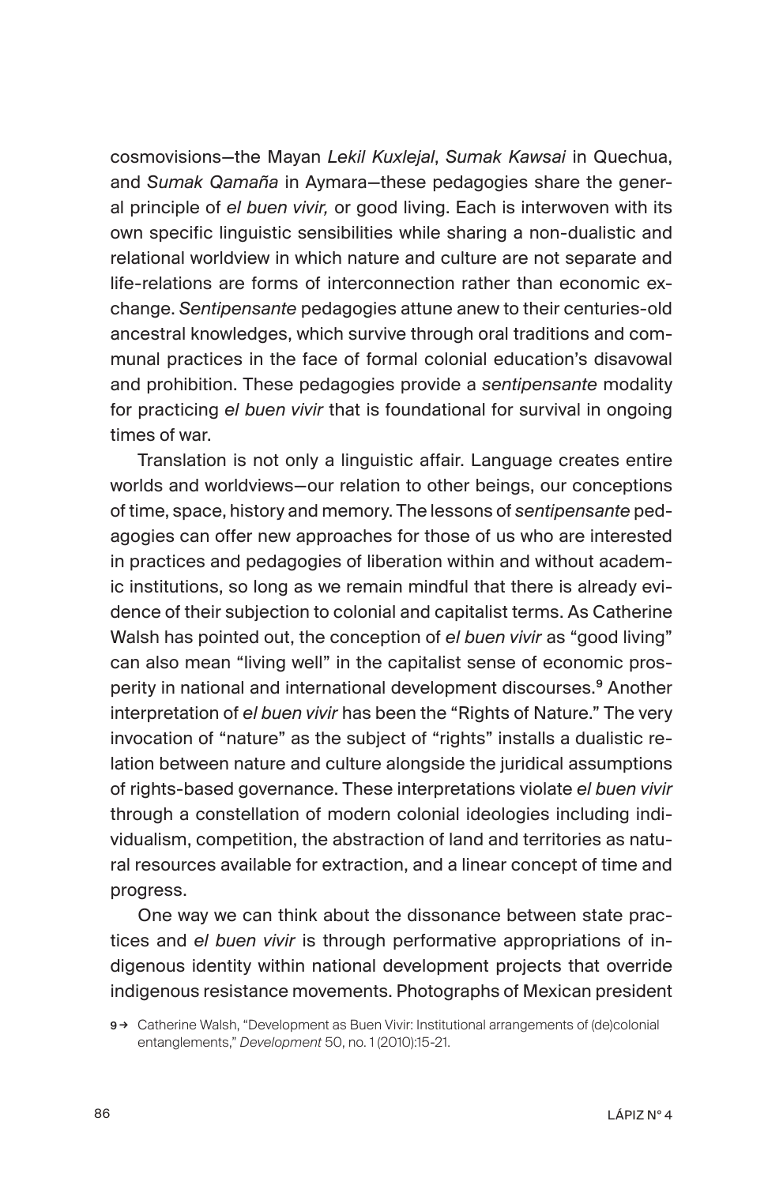cosmovisions—the Mayan *Lekil Kuxlejal*, *Sumak Kawsai* in Quechua, and *Sumak Qamaña* in Aymara—these pedagogies share the general principle of *el buen vivir,* or good living. Each is interwoven with its own specific linguistic sensibilities while sharing a non-dualistic and relational worldview in which nature and culture are not separate and life-relations are forms of interconnection rather than economic exchange. *Sentipensante* pedagogies attune anew to their centuries-old ancestral knowledges, which survive through oral traditions and communal practices in the face of formal colonial education's disavowal and prohibition. These pedagogies provide a *sentipensante* modality for practicing *el buen vivir* that is foundational for survival in ongoing times of war.

Translation is not only a linguistic affair. Language creates entire worlds and worldviews—our relation to other beings, our conceptions of time, space, history and memory. The lessons of *sentipensante* pedagogies can offer new approaches for those of us who are interested in practices and pedagogies of liberation within and without academic institutions, so long as we remain mindful that there is already evidence of their subjection to colonial and capitalist terms. As Catherine Walsh has pointed out, the conception of *el buen vivir* as "good living" can also mean "living well" in the capitalist sense of economic prosperity in national and international development discourses.[9] Another interpretation of *el buen vivir* has been the "Rights of Nature." The very invocation of "nature" as the subject of "rights" installs a dualistic relation between nature and culture alongside the juridical assumptions of rights-based governance. These interpretations violate *el buen vivir* through a constellation of modern colonial ideologies including individualism, competition, the abstraction of land and territories as natural resources available for extraction, and a linear concept of time and progress.

One way we can think about the dissonance between state practices and *el buen vivir* is through performative appropriations of indigenous identity within national development projects that override indigenous resistance movements. Photographs of Mexican president

9 → Catherine Walsh, "Development as Buen Vivir: Institutional arrangements of (de)colonial entanglements," *Development* 50, no. 1 (2010):15-21.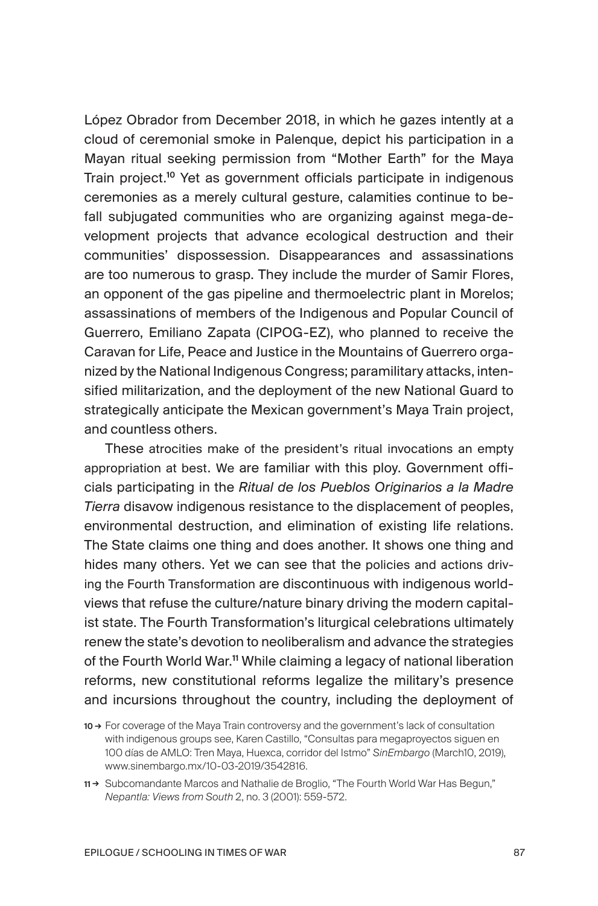López Obrador from December 2018, in which he gazes intently at a cloud of ceremonial smoke in Palenque, depict his participation in a Mayan ritual seeking permission from "Mother Earth" for the Maya Train project.[10] Yet as government officials participate in indigenous ceremonies as a merely cultural gesture, calamities continue to befall subjugated communities who are organizing against mega-development projects that advance ecological destruction and their communities' dispossession. Disappearances and assassinations are too numerous to grasp. They include the murder of Samir Flores, an opponent of the gas pipeline and thermoelectric plant in Morelos; assassinations of members of the Indigenous and Popular Council of Guerrero, Emiliano Zapata (CIPOG-EZ), who planned to receive the Caravan for Life, Peace and Justice in the Mountains of Guerrero organized by the National Indigenous Congress; paramilitary attacks, intensified militarization, and the deployment of the new National Guard to strategically anticipate the Mexican government's Maya Train project, and countless others.

These atrocities make of the president's ritual invocations an empty appropriation at best. We are familiar with this ploy. Government officials participating in the *Ritual de los Pueblos Originarios a la Madre Tierra* disavow indigenous resistance to the displacement of peoples, environmental destruction, and elimination of existing life relations. The State claims one thing and does another. It shows one thing and hides many others. Yet we can see that the policies and actions driving the Fourth Transformation are discontinuous with indigenous worldviews that refuse the culture/nature binary driving the modern capitalist state. The Fourth Transformation's liturgical celebrations ultimately renew the state's devotion to neoliberalism and advance the strategies of the Fourth World War.[11] While claiming a legacy of national liberation reforms, new constitutional reforms legalize the military's presence and incursions throughout the country, including the deployment of

10 → For coverage of the Maya Train controversy and the government's lack of consultation with indigenous groups see, Karen Castillo, "Consultas para megaproyectos siguen en 100 días de AMLO: Tren Maya, Huexca, corridor del Istmo" *SinEmbargo* (March10, 2019), www.sinembargo.mx/10-03-2019/3542816.

11 → Subcomandante Marcos and Nathalie de Broglio, "The Fourth World War Has Begun," *Nepantla: Views from South* 2, no. 3 (2001): 559-572.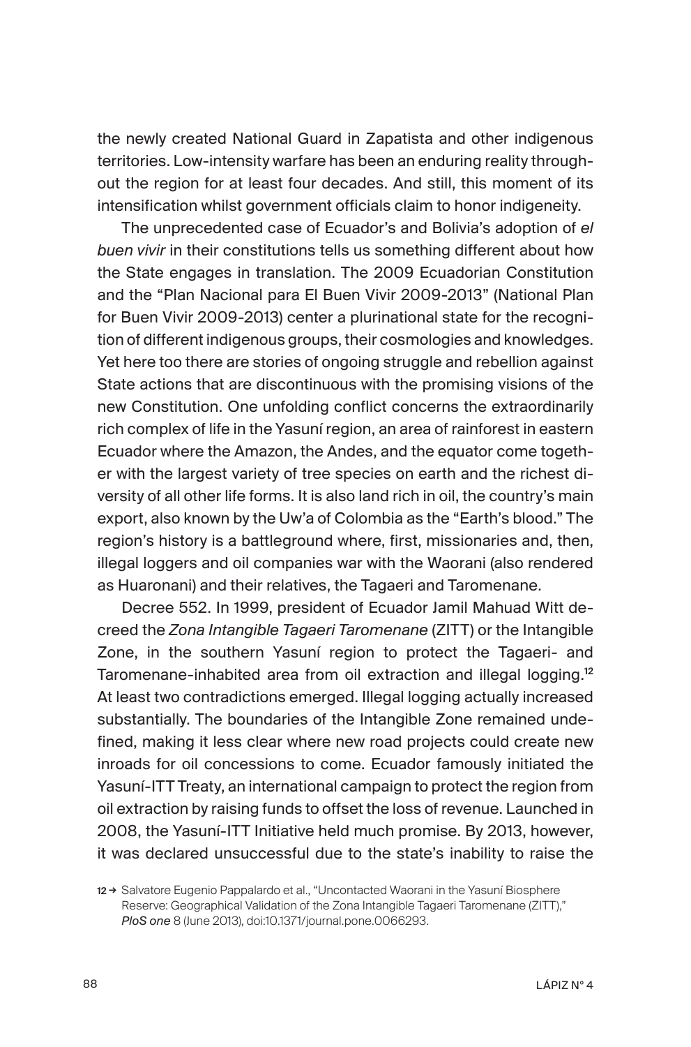the newly created National Guard in Zapatista and other indigenous territories. Low-intensity warfare has been an enduring reality throughout the region for at least four decades. And still, this moment of its intensification whilst government officials claim to honor indigeneity.

The unprecedented case of Ecuador's and Bolivia's adoption of *el buen vivir* in their constitutions tells us something different about how the State engages in translation. The 2009 Ecuadorian Constitution and the "Plan Nacional para El Buen Vivir 2009-2013" (National Plan for Buen Vivir 2009-2013) center a plurinational state for the recognition of different indigenous groups, their cosmologies and knowledges. Yet here too there are stories of ongoing struggle and rebellion against State actions that are discontinuous with the promising visions of the new Constitution. One unfolding conflict concerns the extraordinarily rich complex of life in the Yasuní region, an area of rainforest in eastern Ecuador where the Amazon, the Andes, and the equator come together with the largest variety of tree species on earth and the richest diversity of all other life forms. It is also land rich in oil, the country's main export, also known by the Uw'a of Colombia as the "Earth's blood." The region's history is a battleground where, first, missionaries and, then, illegal loggers and oil companies war with the Waorani (also rendered as Huaronani) and their relatives, the Tagaeri and Taromenane.

Decree 552. In 1999, president of Ecuador Jamil Mahuad Witt decreed the *Zona Intangible Tagaeri Taromenane* (ZITT) or the Intangible Zone, in the southern Yasuní region to protect the Tagaeri- and Taromenane-inhabited area from oil extraction and illegal logging.[12] At least two contradictions emerged. Illegal logging actually increased substantially. The boundaries of the Intangible Zone remained undefined, making it less clear where new road projects could create new inroads for oil concessions to come. Ecuador famously initiated the Yasuní-ITT Treaty, an international campaign to protect the region from oil extraction by raising funds to offset the loss of revenue. Launched in 2008, the Yasuní-ITT Initiative held much promise. By 2013, however, it was declared unsuccessful due to the state's inability to raise the

12 → Salvatore Eugenio Pappalardo et al., "Uncontacted Waorani in the Yasuní Biosphere Reserve: Geographical Validation of the Zona Intangible Tagaeri Taromenane (ZITT)," *PloS one* 8 (June 2013), doi:10.1371/journal.pone.0066293.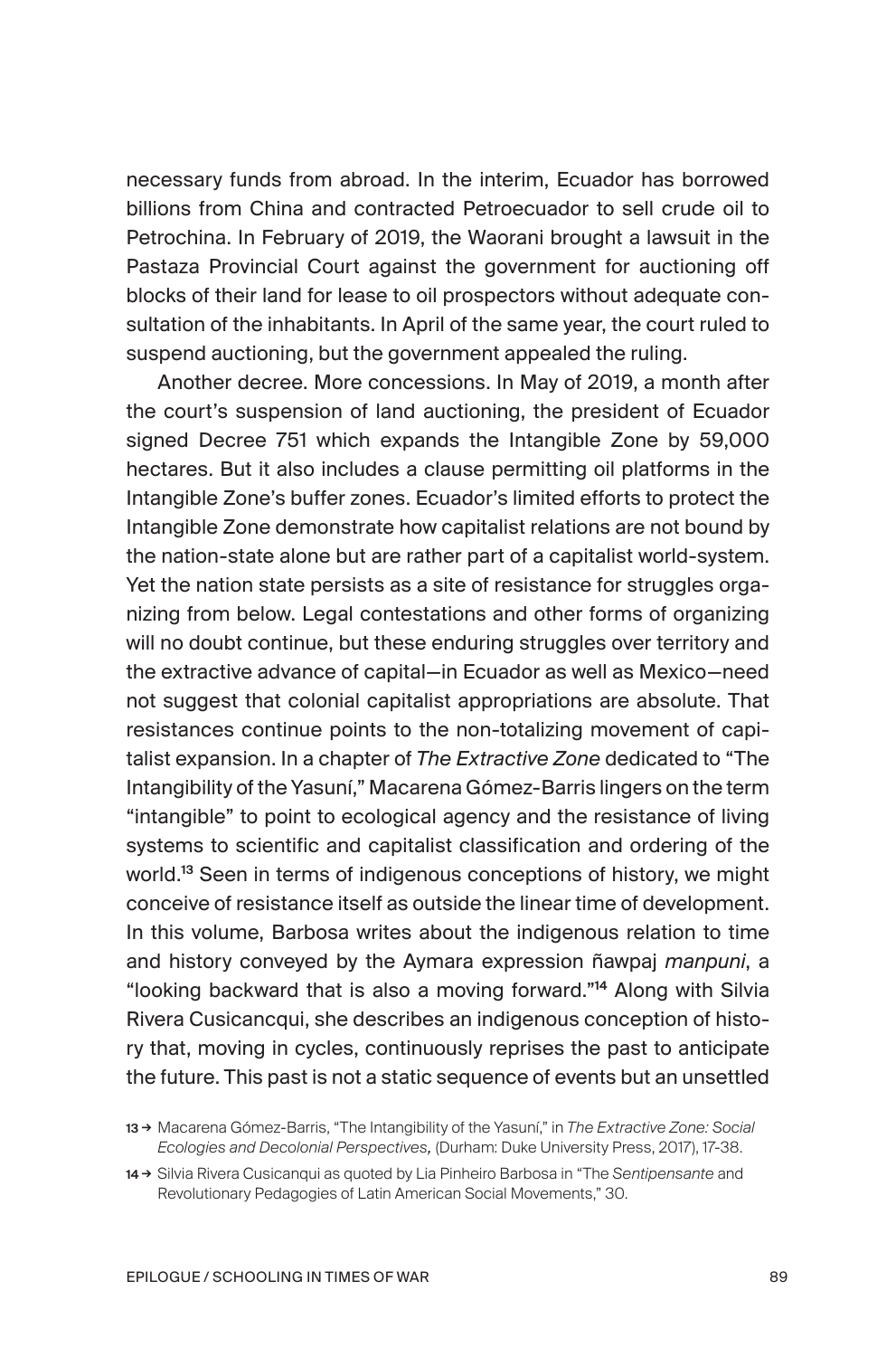necessary funds from abroad. In the interim, Ecuador has borrowed billions from China and contracted Petroecuador to sell crude oil to Petrochina. In February of 2019, the Waorani brought a lawsuit in the Pastaza Provincial Court against the government for auctioning off blocks of their land for lease to oil prospectors without adequate consultation of the inhabitants. In April of the same year, the court ruled to suspend auctioning, but the government appealed the ruling.

Another decree. More concessions. In May of 2019, a month after the court's suspension of land auctioning, the president of Ecuador signed Decree 751 which expands the Intangible Zone by 59,000 hectares. But it also includes a clause permitting oil platforms in the Intangible Zone's buffer zones. Ecuador's limited efforts to protect the Intangible Zone demonstrate how capitalist relations are not bound by the nation-state alone but are rather part of a capitalist world-system. Yet the nation state persists as a site of resistance for struggles organizing from below. Legal contestations and other forms of organizing will no doubt continue, but these enduring struggles over territory and the extractive advance of capital—in Ecuador as well as Mexico—need not suggest that colonial capitalist appropriations are absolute. That resistances continue points to the non-totalizing movement of capitalist expansion. In a chapter of *The Extractive Zone* dedicated to "The Intangibility of the Yasuní," Macarena Gómez-Barris lingers on the term "intangible" to point to ecological agency and the resistance of living systems to scientific and capitalist classification and ordering of the world.[13] Seen in terms of indigenous conceptions of history, we might conceive of resistance itself as outside the linear time of development. In this volume, Barbosa writes about the indigenous relation to time and history conveyed by the Aymara expression ñawpaj *manpuni*, a "looking backward that is also a moving forward."[14] Along with Silvia Rivera Cusicancqui, she describes an indigenous conception of history that, moving in cycles, continuously reprises the past to anticipate the future. This past is not a static sequence of events but an unsettled

13 → Macarena Gómez-Barris, "The Intangibility of the Yasuní," in *The Extractive Zone: Social Ecologies and Decolonial Perspectives,* (Durham: Duke University Press, 2017), 17-38.

14 → Silvia Rivera Cusicanqui as quoted by Lia Pinheiro Barbosa in "The *Sentipensante* and Revolutionary Pedagogies of Latin American Social Movements," 30.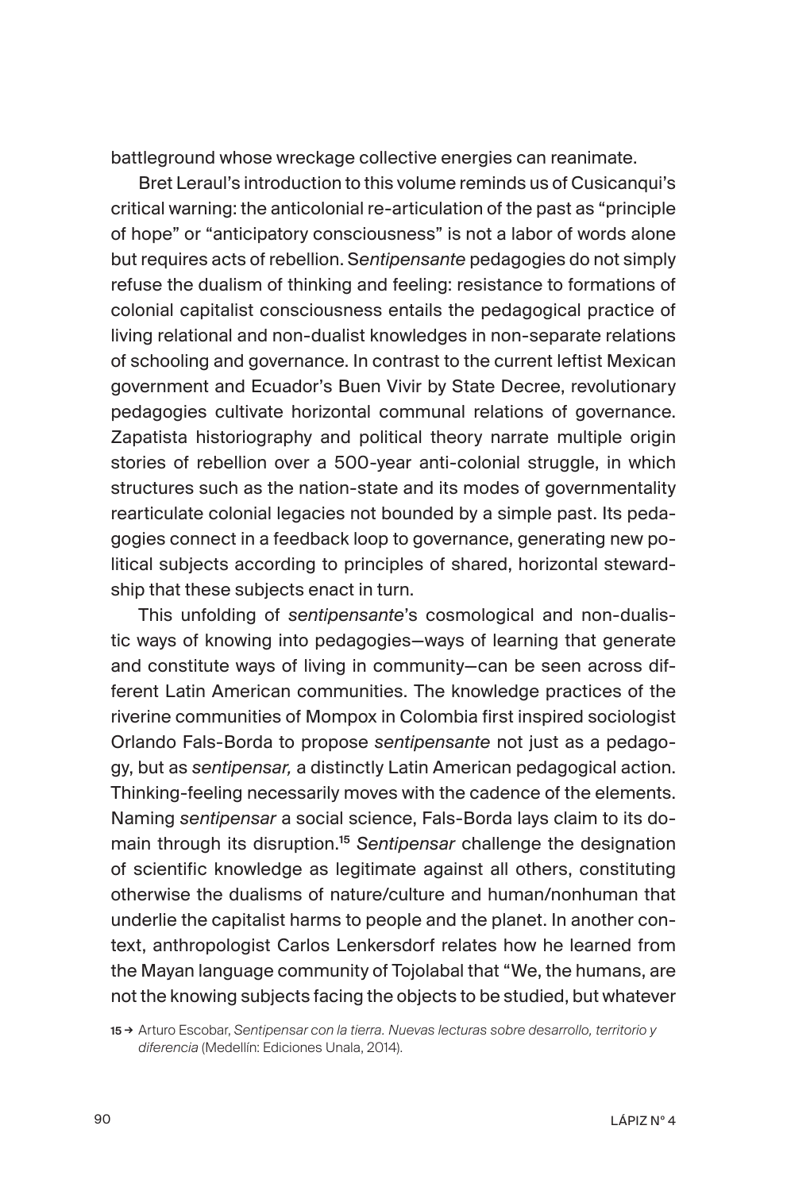battleground whose wreckage collective energies can reanimate.

Bret Leraul's introduction to this volume reminds us of Cusicanqui's critical warning: the anticolonial re-articulation of the past as "principle of hope" or "anticipatory consciousness" is not a labor of words alone but requires acts of rebellion. S*entipensante* pedagogies do not simply refuse the dualism of thinking and feeling: resistance to formations of colonial capitalist consciousness entails the pedagogical practice of living relational and non-dualist knowledges in non-separate relations of schooling and governance. In contrast to the current leftist Mexican government and Ecuador's Buen Vivir by State Decree, revolutionary pedagogies cultivate horizontal communal relations of governance. Zapatista historiography and political theory narrate multiple origin stories of rebellion over a 500-year anti-colonial struggle, in which structures such as the nation-state and its modes of governmentality rearticulate colonial legacies not bounded by a simple past. Its pedagogies connect in a feedback loop to governance, generating new political subjects according to principles of shared, horizontal stewardship that these subjects enact in turn.

This unfolding of *sentipensante*'s cosmological and non-dualistic ways of knowing into pedagogies—ways of learning that generate and constitute ways of living in community—can be seen across different Latin American communities. The knowledge practices of the riverine communities of Mompox in Colombia first inspired sociologist Orlando Fals-Borda to propose *sentipensante* not just as a pedagogy, but as *sentipensar,* a distinctly Latin American pedagogical action. Thinking-feeling necessarily moves with the cadence of the elements. Naming *sentipensar* a social science, Fals-Borda lays claim to its domain through its disruption.[15] *Sentipensar* challenge the designation of scientific knowledge as legitimate against all others, constituting otherwise the dualisms of nature/culture and human/nonhuman that underlie the capitalist harms to people and the planet. In another context, anthropologist Carlos Lenkersdorf relates how he learned from the Mayan language community of Tojolabal that "We, the humans, are not the knowing subjects facing the objects to be studied, but whatever

15 → Arturo Escobar, *Sentipensar con la tierra. Nuevas lecturas sobre desarrollo, territorio y diferencia* (Medellín: Ediciones Unala, 2014).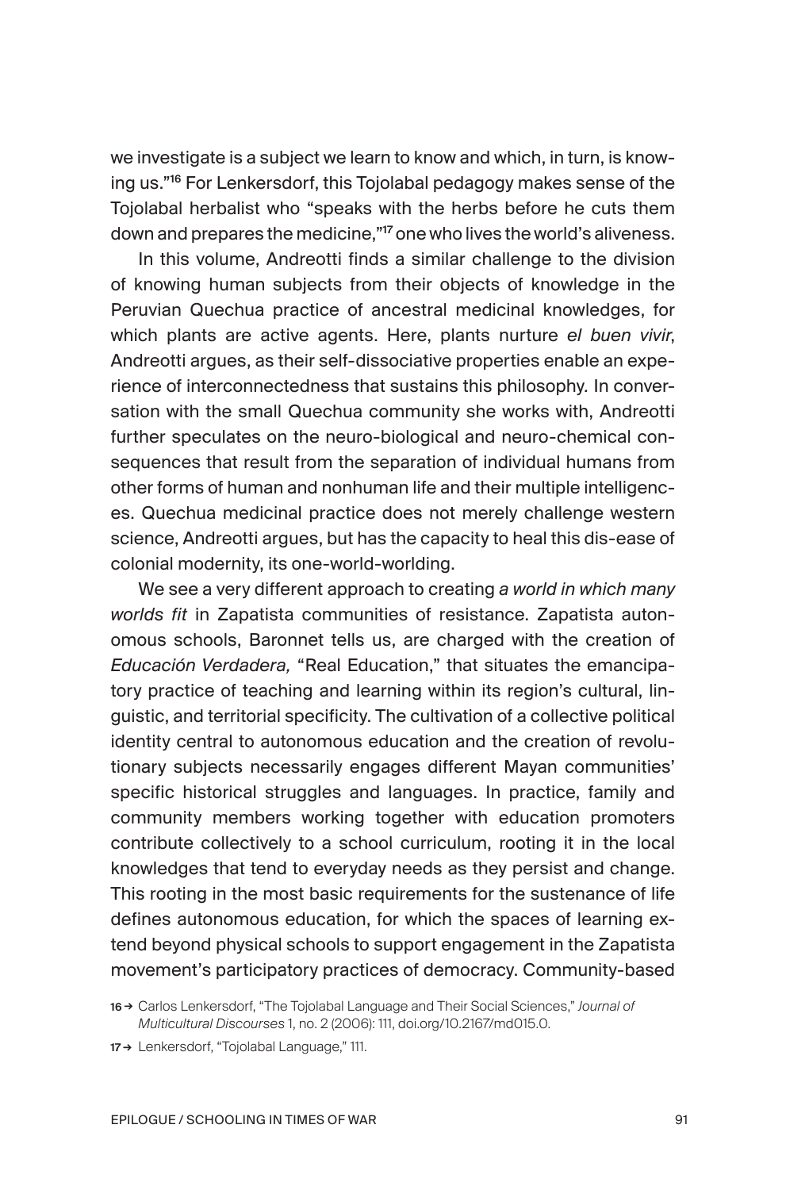we investigate is a subject we learn to know and which, in turn, is knowing us."[16] For Lenkersdorf, this Tojolabal pedagogy makes sense of the Tojolabal herbalist who "speaks with the herbs before he cuts them down and prepares the medicine,"[17] one who lives the world's aliveness.

In this volume, Andreotti finds a similar challenge to the division of knowing human subjects from their objects of knowledge in the Peruvian Quechua practice of ancestral medicinal knowledges, for which plants are active agents. Here, plants nurture *el buen vivir*, Andreotti argues, as their self-dissociative properties enable an experience of interconnectedness that sustains this philosophy. In conversation with the small Quechua community she works with, Andreotti further speculates on the neuro-biological and neuro-chemical consequences that result from the separation of individual humans from other forms of human and nonhuman life and their multiple intelligences. Quechua medicinal practice does not merely challenge western science, Andreotti argues, but has the capacity to heal this dis-ease of colonial modernity, its one-world-worlding.

We see a very different approach to creating *a world in which many worlds fit* in Zapatista communities of resistance. Zapatista autonomous schools, Baronnet tells us, are charged with the creation of *Educación Verdadera,* "Real Education," that situates the emancipatory practice of teaching and learning within its region's cultural, linguistic, and territorial specificity. The cultivation of a collective political identity central to autonomous education and the creation of revolutionary subjects necessarily engages different Mayan communities' specific historical struggles and languages. In practice, family and community members working together with education promoters contribute collectively to a school curriculum, rooting it in the local knowledges that tend to everyday needs as they persist and change. This rooting in the most basic requirements for the sustenance of life defines autonomous education, for which the spaces of learning extend beyond physical schools to support engagement in the Zapatista movement's participatory practices of democracy. Community-based

16 → Carlos Lenkersdorf, "The Tojolabal Language and Their Social Sciences," *Journal of Multicultural Discourses* 1, no. 2 (2006): 111, doi.org/10.2167/md015.0.

17 → Lenkersdorf, "Tojolabal Language," 111.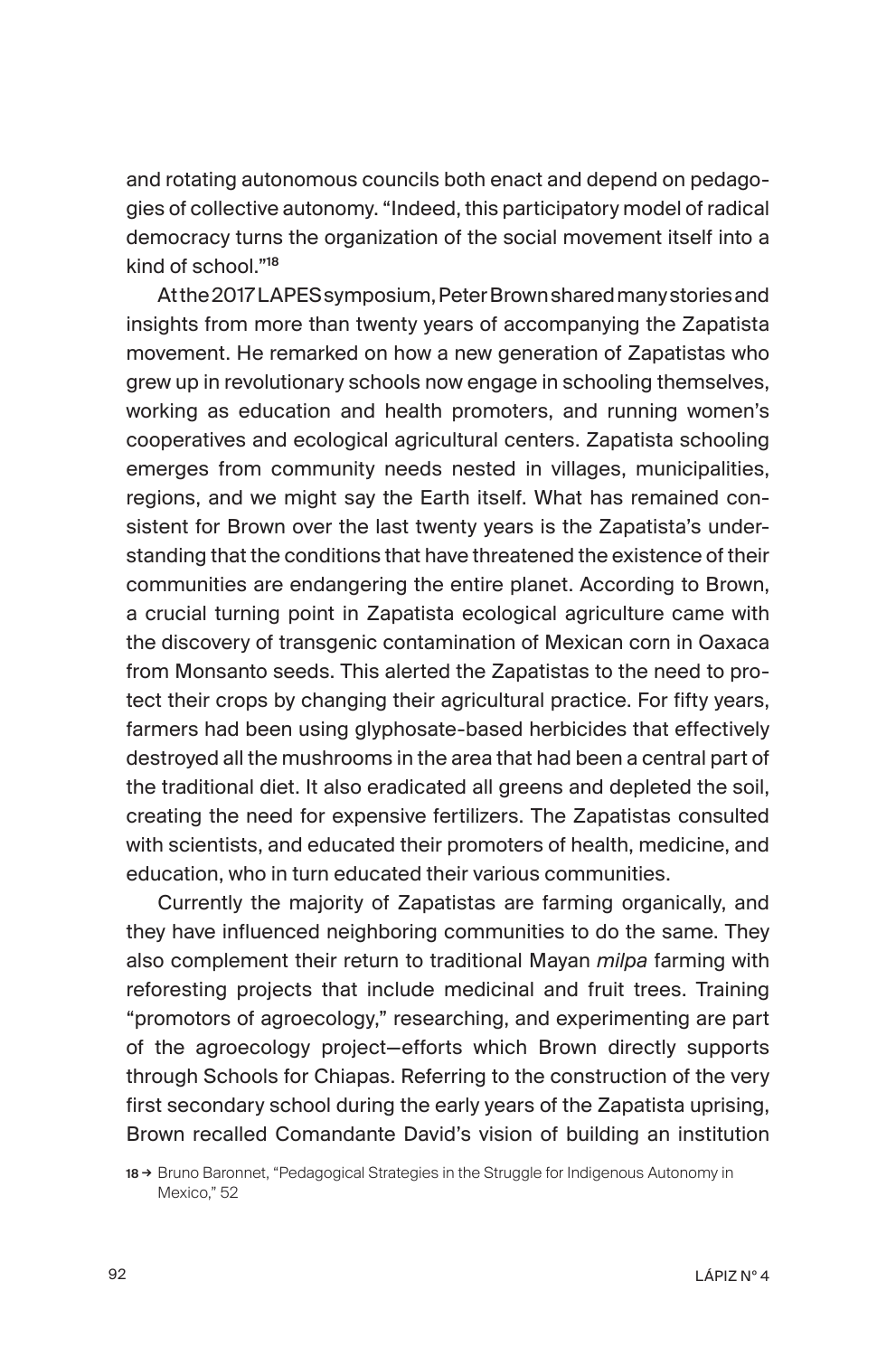and rotating autonomous councils both enact and depend on pedagogies of collective autonomy. "Indeed, this participatory model of radical democracy turns the organization of the social movement itself into a kind of school."[18]

At the 2017 LAPES symposium, Peter Brown shared many stories and insights from more than twenty years of accompanying the Zapatista movement. He remarked on how a new generation of Zapatistas who grew up in revolutionary schools now engage in schooling themselves, working as education and health promoters, and running women's cooperatives and ecological agricultural centers. Zapatista schooling emerges from community needs nested in villages, municipalities, regions, and we might say the Earth itself. What has remained consistent for Brown over the last twenty years is the Zapatista's understanding that the conditions that have threatened the existence of their communities are endangering the entire planet. According to Brown, a crucial turning point in Zapatista ecological agriculture came with the discovery of transgenic contamination of Mexican corn in Oaxaca from Monsanto seeds. This alerted the Zapatistas to the need to protect their crops by changing their agricultural practice. For fifty years, farmers had been using glyphosate-based herbicides that effectively destroyed all the mushrooms in the area that had been a central part of the traditional diet. It also eradicated all greens and depleted the soil, creating the need for expensive fertilizers. The Zapatistas consulted with scientists, and educated their promoters of health, medicine, and education, who in turn educated their various communities.

Currently the majority of Zapatistas are farming organically, and they have influenced neighboring communities to do the same. They also complement their return to traditional Mayan *milpa* farming with reforesting projects that include medicinal and fruit trees. Training "promotors of agroecology," researching, and experimenting are part of the agroecology project—efforts which Brown directly supports through Schools for Chiapas. Referring to the construction of the very first secondary school during the early years of the Zapatista uprising, Brown recalled Comandante David's vision of building an institution

18 → Bruno Baronnet, "Pedagogical Strategies in the Struggle for Indigenous Autonomy in Mexico," 52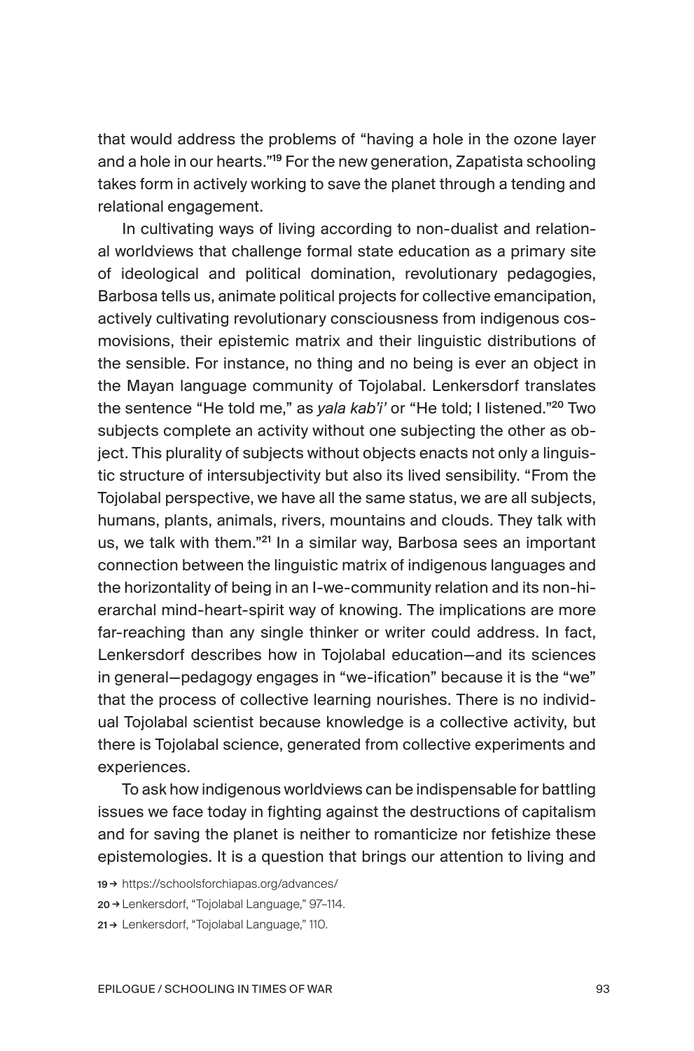that would address the problems of "having a hole in the ozone layer and a hole in our hearts."[19] For the new generation, Zapatista schooling takes form in actively working to save the planet through a tending and relational engagement.

In cultivating ways of living according to non-dualist and relational worldviews that challenge formal state education as a primary site of ideological and political domination, revolutionary pedagogies, Barbosa tells us, animate political projects for collective emancipation, actively cultivating revolutionary consciousness from indigenous cosmovisions, their epistemic matrix and their linguistic distributions of the sensible. For instance, no thing and no being is ever an object in the Mayan language community of Tojolabal. Lenkersdorf translates the sentence "He told me," as *yala kab'i'* or "He told; I listened."[20] Two subjects complete an activity without one subjecting the other as object. This plurality of subjects without objects enacts not only a linguistic structure of intersubjectivity but also its lived sensibility. "From the Tojolabal perspective, we have all the same status, we are all subjects, humans, plants, animals, rivers, mountains and clouds. They talk with us, we talk with them."[21] In a similar way, Barbosa sees an important connection between the linguistic matrix of indigenous languages and the horizontality of being in an I-we-community relation and its non-hierarchal mind-heart-spirit way of knowing. The implications are more far-reaching than any single thinker or writer could address. In fact, Lenkersdorf describes how in Tojolabal education—and its sciences in general—pedagogy engages in "we-ification" because it is the "we" that the process of collective learning nourishes. There is no individual Tojolabal scientist because knowledge is a collective activity, but there is Tojolabal science, generated from collective experiments and experiences.

To ask how indigenous worldviews can be indispensable for battling issues we face today in fighting against the destructions of capitalism and for saving the planet is neither to romanticize nor fetishize these epistemologies. It is a question that brings our attention to living and

19 → https://schoolsforchiapas.org/advances/

20 → Lenkersdorf, "Tojolabal Language," 97–114.

21 → Lenkersdorf, "Tojolabal Language," 110.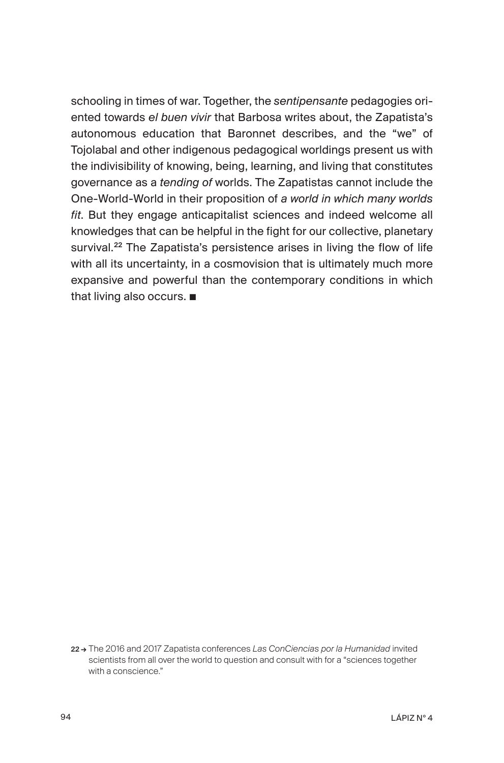schooling in times of war. Together, the *sentipensante* pedagogies oriented towards *el buen vivir* that Barbosa writes about, the Zapatista's autonomous education that Baronnet describes, and the "we" of Tojolabal and other indigenous pedagogical worldings present us with the indivisibility of knowing, being, learning, and living that constitutes governance as a *tending of* worlds. The Zapatistas cannot include the One-World-World in their proposition of *a world in which many worlds fit*. But they engage anticapitalist sciences and indeed welcome all knowledges that can be helpful in the fight for our collective, planetary survival.[22] The Zapatista's persistence arises in living the flow of life with all its uncertainty, in a cosmovision that is ultimately much more expansive and powerful than the contemporary conditions in which that living also occurs. ■

**22 →** The 2016 and 2017 Zapatista conferences *Las ConCiencias por la Humanidad* invited scientists from all over the world to question and consult with for a "sciences together with a conscience."